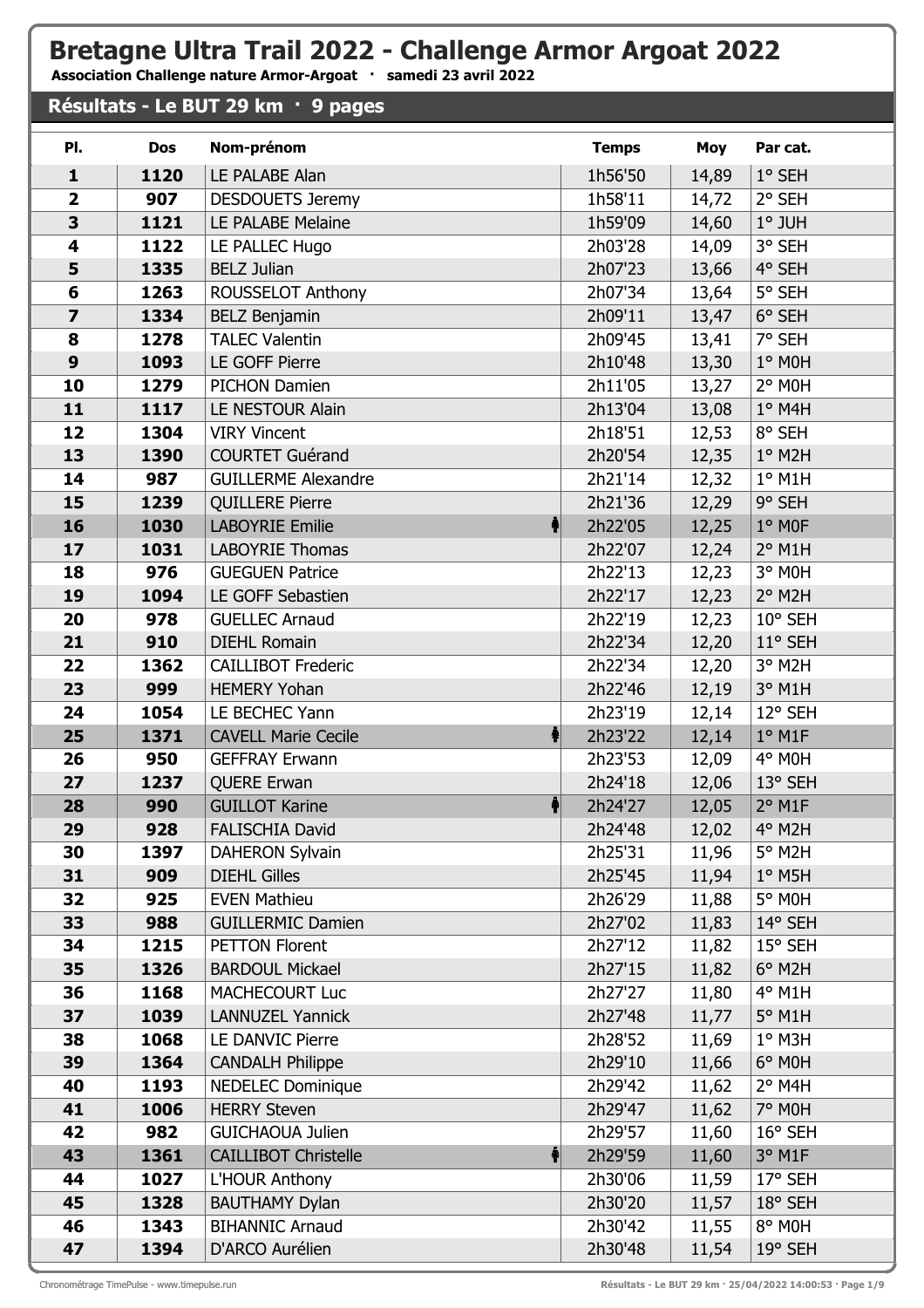# Bretagne Ultra Trail 2022 - Challenge Armor Argoat 2022

**Association Challenge nature Armor-Argoat · samedi 23 avril 2022**

## Résultats - Le BUT 29 km · 9 pages

| Pl. | Dos | Nom-prénom | Temps | Moy | Par cat. |
|---|---|---|---|---|---|
| 1 | 1120 | LE PALABE Alan | 1h56'50 | 14,89 | 1° SEH |
| 2 | 907 | DESDOUETS Jeremy | 1h58'11 | 14,72 | 2° SEH |
| 3 | 1121 | LE PALABE Melaine | 1h59'09 | 14,60 | 1° JUH |
| 4 | 1122 | LE PALLEC Hugo | 2h03'28 | 14,09 | 3° SEH |
| 5 | 1335 | BELZ Julian | 2h07'23 | 13,66 | 4° SEH |
| 6 | 1263 | ROUSSELOT Anthony | 2h07'34 | 13,64 | 5° SEH |
| 7 | 1334 | BELZ Benjamin | 2h09'11 | 13,47 | 6° SEH |
| 8 | 1278 | TALEC Valentin | 2h09'45 | 13,41 | 7° SEH |
| 9 | 1093 | LE GOFF Pierre | 2h10'48 | 13,30 | 1° M0H |
| 10 | 1279 | PICHON Damien | 2h11'05 | 13,27 | 2° M0H |
| 11 | 1117 | LE NESTOUR Alain | 2h13'04 | 13,08 | 1° M4H |
| 12 | 1304 | VIRY Vincent | 2h18'51 | 12,53 | 8° SEH |
| 13 | 1390 | COURTET Guérand | 2h20'54 | 12,35 | 1° M2H |
| 14 | 987 | GUILLERME Alexandre | 2h21'14 | 12,32 | 1° M1H |
| 15 | 1239 | QUILLERE Pierre | 2h21'36 | 12,29 | 9° SEH |
| 16 | 1030 | LABOYRIE Emilie | 2h22'05 | 12,25 | 1° M0F |
| 17 | 1031 | LABOYRIE Thomas | 2h22'07 | 12,24 | 2° M1H |
| 18 | 976 | GUEGUEN Patrice | 2h22'13 | 12,23 | 3° M0H |
| 19 | 1094 | LE GOFF Sebastien | 2h22'17 | 12,23 | 2° M2H |
| 20 | 978 | GUELLEC Arnaud | 2h22'19 | 12,23 | 10° SEH |
| 21 | 910 | DIEHL Romain | 2h22'34 | 12,20 | 11° SEH |
| 22 | 1362 | CAILLIBOT Frederic | 2h22'34 | 12,20 | 3° M2H |
| 23 | 999 | HEMERY Yohan | 2h22'46 | 12,19 | 3° M1H |
| 24 | 1054 | LE BECHEC Yann | 2h23'19 | 12,14 | 12° SEH |
| 25 | 1371 | CAVELL Marie Cecile | 2h23'22 | 12,14 | 1° M1F |
| 26 | 950 | GEFFRAY Erwann | 2h23'53 | 12,09 | 4° M0H |
| 27 | 1237 | QUERE Erwan | 2h24'18 | 12,06 | 13° SEH |
| 28 | 990 | GUILLOT Karine | 2h24'27 | 12,05 | 2° M1F |
| 29 | 928 | FALISCHIA David | 2h24'48 | 12,02 | 4° M2H |
| 30 | 1397 | DAHERON Sylvain | 2h25'31 | 11,96 | 5° M2H |
| 31 | 909 | DIEHL Gilles | 2h25'45 | 11,94 | 1° M5H |
| 32 | 925 | EVEN Mathieu | 2h26'29 | 11,88 | 5° M0H |
| 33 | 988 | GUILLERMIC Damien | 2h27'02 | 11,83 | 14° SEH |
| 34 | 1215 | PETTON Florent | 2h27'12 | 11,82 | 15° SEH |
| 35 | 1326 | BARDOUL Mickael | 2h27'15 | 11,82 | 6° M2H |
| 36 | 1168 | MACHECOURT Luc | 2h27'27 | 11,80 | 4° M1H |
| 37 | 1039 | LANNUZEL Yannick | 2h27'48 | 11,77 | 5° M1H |
| 38 | 1068 | LE DANVIC Pierre | 2h28'52 | 11,69 | 1° M3H |
| 39 | 1364 | CANDALH Philippe | 2h29'10 | 11,66 | 6° M0H |
| 40 | 1193 | NEDELEC Dominique | 2h29'42 | 11,62 | 2° M4H |
| 41 | 1006 | HERRY Steven | 2h29'47 | 11,62 | 7° M0H |
| 42 | 982 | GUICHAOUA Julien | 2h29'57 | 11,60 | 16° SEH |
| 43 | 1361 | CAILLIBOT Christelle | 2h29'59 | 11,60 | 3° M1F |
| 44 | 1027 | L'HOUR Anthony | 2h30'06 | 11,59 | 17° SEH |
| 45 | 1328 | BAUTHAMY Dylan | 2h30'20 | 11,57 | 18° SEH |
| 46 | 1343 | BIHANNIC Arnaud | 2h30'42 | 11,55 | 8° M0H |
| 47 | 1394 | D'ARCO Aurélien | 2h30'48 | 11,54 | 19° SEH |

Chronométrage TimePulse - www.timepulse.run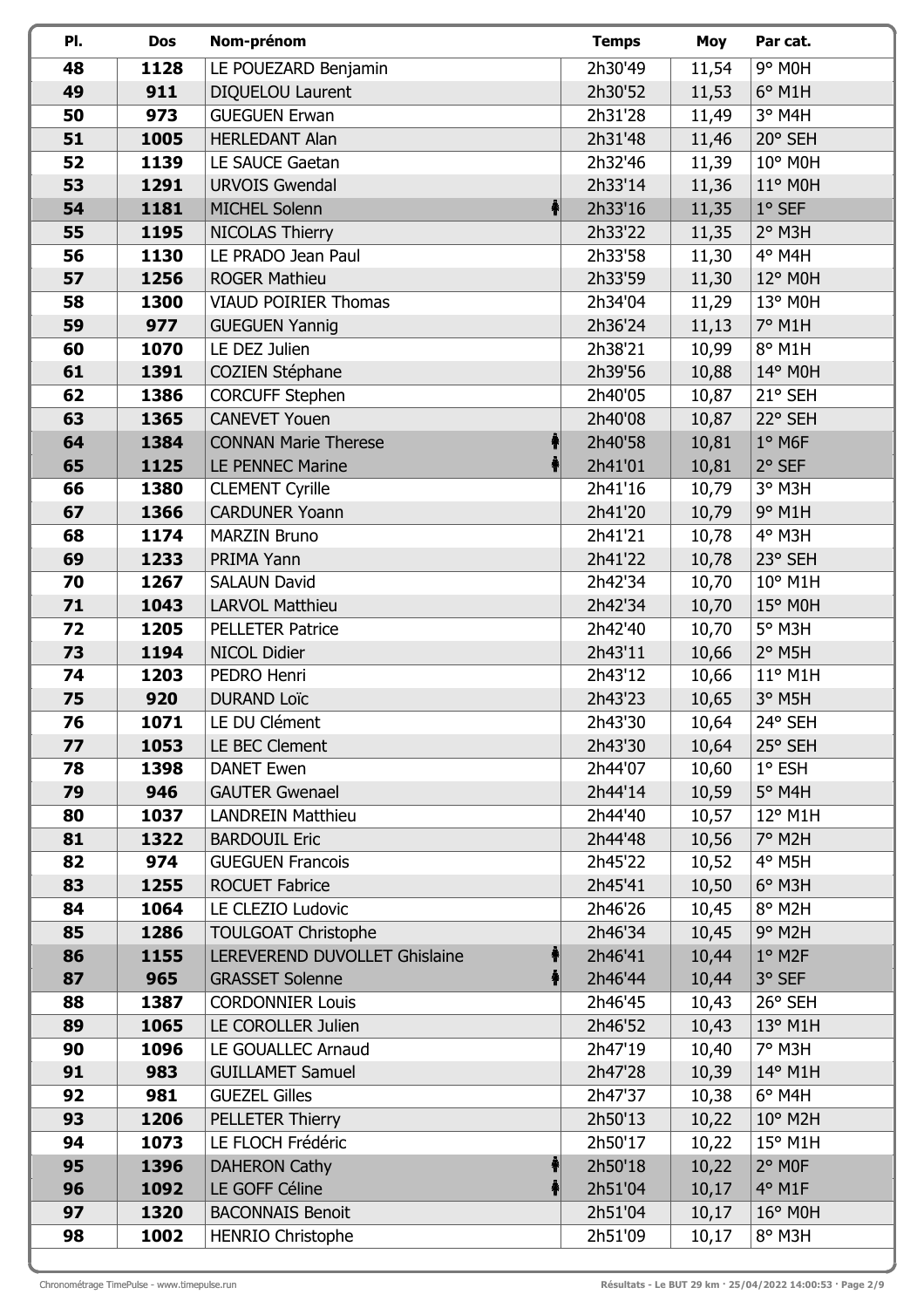| Pl. | Dos | Nom-prénom | Temps | Moy | Par cat. |
|---|---|---|---|---|---|
| 48 | 1128 | LE POUEZARD Benjamin | 2h30'49 | 11,54 | 9° M0H |
| 49 | 911 | DIQUELOU Laurent | 2h30'52 | 11,53 | 6° M1H |
| 50 | 973 | GUEGUEN Erwan | 2h31'28 | 11,49 | 3° M4H |
| 51 | 1005 | HERLEDANT Alan | 2h31'48 | 11,46 | 20° SEH |
| 52 | 1139 | LE SAUCE Gaetan | 2h32'46 | 11,39 | 10° M0H |
| 53 | 1291 | URVOIS Gwendal | 2h33'14 | 11,36 | 11° M0H |
| 54 | 1181 | MICHEL Solenn | 2h33'16 | 11,35 | 1° SEF |
| 55 | 1195 | NICOLAS Thierry | 2h33'22 | 11,35 | 2° M3H |
| 56 | 1130 | LE PRADO Jean Paul | 2h33'58 | 11,30 | 4° M4H |
| 57 | 1256 | ROGER Mathieu | 2h33'59 | 11,30 | 12° M0H |
| 58 | 1300 | VIAUD POIRIER Thomas | 2h34'04 | 11,29 | 13° M0H |
| 59 | 977 | GUEGUEN Yannig | 2h36'24 | 11,13 | 7° M1H |
| 60 | 1070 | LE DEZ Julien | 2h38'21 | 10,99 | 8° M1H |
| 61 | 1391 | COZIEN Stéphane | 2h39'56 | 10,88 | 14° M0H |
| 62 | 1386 | CORCUFF Stephen | 2h40'05 | 10,87 | 21° SEH |
| 63 | 1365 | CANEVET Youen | 2h40'08 | 10,87 | 22° SEH |
| 64 | 1384 | CONNAN Marie Therese | 2h40'58 | 10,81 | 1° M6F |
| 65 | 1125 | LE PENNEC Marine | 2h41'01 | 10,81 | 2° SEF |
| 66 | 1380 | CLEMENT Cyrille | 2h41'16 | 10,79 | 3° M3H |
| 67 | 1366 | CARDUNER Yoann | 2h41'20 | 10,79 | 9° M1H |
| 68 | 1174 | MARZIN Bruno | 2h41'21 | 10,78 | 4° M3H |
| 69 | 1233 | PRIMA Yann | 2h41'22 | 10,78 | 23° SEH |
| 70 | 1267 | SALAUN David | 2h42'34 | 10,70 | 10° M1H |
| 71 | 1043 | LARVOL Matthieu | 2h42'34 | 10,70 | 15° M0H |
| 72 | 1205 | PELLETER Patrice | 2h42'40 | 10,70 | 5° M3H |
| 73 | 1194 | NICOL Didier | 2h43'11 | 10,66 | 2° M5H |
| 74 | 1203 | PEDRO Henri | 2h43'12 | 10,66 | 11° M1H |
| 75 | 920 | DURAND Loïc | 2h43'23 | 10,65 | 3° M5H |
| 76 | 1071 | LE DU Clément | 2h43'30 | 10,64 | 24° SEH |
| 77 | 1053 | LE BEC Clement | 2h43'30 | 10,64 | 25° SEH |
| 78 | 1398 | DANET Ewen | 2h44'07 | 10,60 | 1° ESH |
| 79 | 946 | GAUTER Gwenael | 2h44'14 | 10,59 | 5° M4H |
| 80 | 1037 | LANDREIN Matthieu | 2h44'40 | 10,57 | 12° M1H |
| 81 | 1322 | BARDOUIL Eric | 2h44'48 | 10,56 | 7° M2H |
| 82 | 974 | GUEGUEN Francois | 2h45'22 | 10,52 | 4° M5H |
| 83 | 1255 | ROCUET Fabrice | 2h45'41 | 10,50 | 6° M3H |
| 84 | 1064 | LE CLEZIO Ludovic | 2h46'26 | 10,45 | 8° M2H |
| 85 | 1286 | TOULGOAT Christophe | 2h46'34 | 10,45 | 9° M2H |
| 86 | 1155 | LEREVEREND DUVOLLET Ghislaine | 2h46'41 | 10,44 | 1° M2F |
| 87 | 965 | GRASSET Solenne | 2h46'44 | 10,44 | 3° SEF |
| 88 | 1387 | CORDONNIER Louis | 2h46'45 | 10,43 | 26° SEH |
| 89 | 1065 | LE COROLLER Julien | 2h46'52 | 10,43 | 13° M1H |
| 90 | 1096 | LE GOUALLEC Arnaud | 2h47'19 | 10,40 | 7° M3H |
| 91 | 983 | GUILLAMET Samuel | 2h47'28 | 10,39 | 14° M1H |
| 92 | 981 | GUEZEL Gilles | 2h47'37 | 10,38 | 6° M4H |
| 93 | 1206 | PELLETER Thierry | 2h50'13 | 10,22 | 10° M2H |
| 94 | 1073 | LE FLOCH Frédéric | 2h50'17 | 10,22 | 15° M1H |
| 95 | 1396 | DAHERON Cathy | 2h50'18 | 10,22 | 2° M0F |
| 96 | 1092 | LE GOFF Céline | 2h51'04 | 10,17 | 4° M1F |
| 97 | 1320 | BACONNAIS Benoit | 2h51'04 | 10,17 | 16° M0H |
| 98 | 1002 | HENRIO Christophe | 2h51'09 | 10,17 | 8° M3H |

Chronométrage TimePulse - www.timepulse.run

Résultats - Le BUT 29 km · 25/04/2022 14:00:53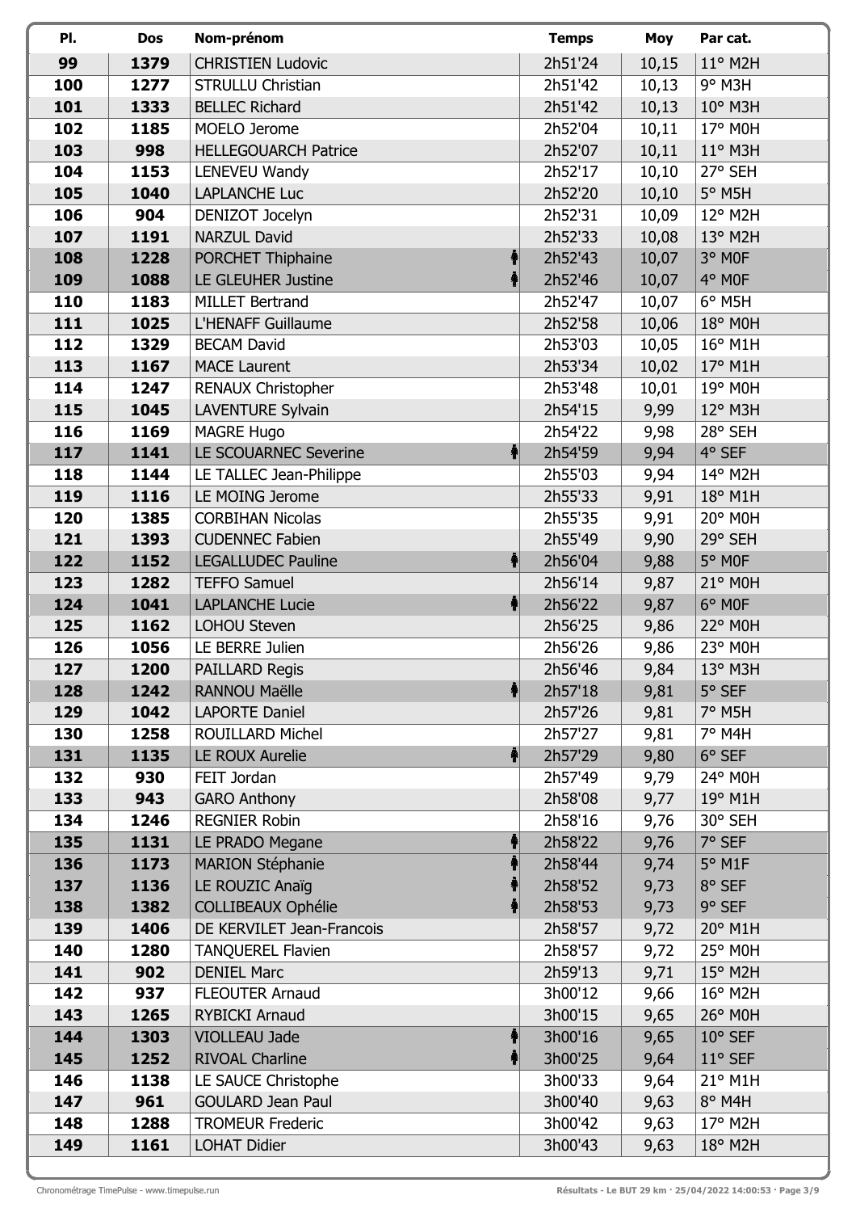| Pl. | Dos | Nom-prénom | Temps | Moy | Par cat. |
| --- | --- | --- | --- | --- | --- |
| 99 | 1379 | CHRISTIEN Ludovic | 2h51'24 | 10,15 | 11° M2H |
| 100 | 1277 | STRULLU Christian | 2h51'42 | 10,13 | 9° M3H |
| 101 | 1333 | BELLEC Richard | 2h51'42 | 10,13 | 10° M3H |
| 102 | 1185 | MOELO Jerome | 2h52'04 | 10,11 | 17° M0H |
| 103 | 998 | HELLEGOUARCH Patrice | 2h52'07 | 10,11 | 11° M3H |
| 104 | 1153 | LENEVEU Wandy | 2h52'17 | 10,10 | 27° SEH |
| 105 | 1040 | LAPLANCHE Luc | 2h52'20 | 10,10 | 5° M5H |
| 106 | 904 | DENIZOT Jocelyn | 2h52'31 | 10,09 | 12° M2H |
| 107 | 1191 | NARZUL David | 2h52'33 | 10,08 | 13° M2H |
| 108 | 1228 | PORCHET Thiphaine | 2h52'43 | 10,07 | 3° M0F |
| 109 | 1088 | LE GLEUHER Justine | 2h52'46 | 10,07 | 4° M0F |
| 110 | 1183 | MILLET Bertrand | 2h52'47 | 10,07 | 6° M5H |
| 111 | 1025 | L'HENAFF Guillaume | 2h52'58 | 10,06 | 18° M0H |
| 112 | 1329 | BECAM David | 2h53'03 | 10,05 | 16° M1H |
| 113 | 1167 | MACE Laurent | 2h53'34 | 10,02 | 17° M1H |
| 114 | 1247 | RENAUX Christopher | 2h53'48 | 10,01 | 19° M0H |
| 115 | 1045 | LAVENTURE Sylvain | 2h54'15 | 9,99 | 12° M3H |
| 116 | 1169 | MAGRE Hugo | 2h54'22 | 9,98 | 28° SEH |
| 117 | 1141 | LE SCOUARNEC Severine | 2h54'59 | 9,94 | 4° SEF |
| 118 | 1144 | LE TALLEC Jean-Philippe | 2h55'03 | 9,94 | 14° M2H |
| 119 | 1116 | LE MOING Jerome | 2h55'33 | 9,91 | 18° M1H |
| 120 | 1385 | CORBIHAN Nicolas | 2h55'35 | 9,91 | 20° M0H |
| 121 | 1393 | CUDENNEC Fabien | 2h55'49 | 9,90 | 29° SEH |
| 122 | 1152 | LEGALLUDEC Pauline | 2h56'04 | 9,88 | 5° M0F |
| 123 | 1282 | TEFFO Samuel | 2h56'14 | 9,87 | 21° M0H |
| 124 | 1041 | LAPLANCHE Lucie | 2h56'22 | 9,87 | 6° M0F |
| 125 | 1162 | LOHOU Steven | 2h56'25 | 9,86 | 22° M0H |
| 126 | 1056 | LE BERRE Julien | 2h56'26 | 9,86 | 23° M0H |
| 127 | 1200 | PAILLARD Regis | 2h56'46 | 9,84 | 13° M3H |
| 128 | 1242 | RANNOU Maëlle | 2h57'18 | 9,81 | 5° SEF |
| 129 | 1042 | LAPORTE Daniel | 2h57'26 | 9,81 | 7° M5H |
| 130 | 1258 | ROUILLARD Michel | 2h57'27 | 9,81 | 7° M4H |
| 131 | 1135 | LE ROUX Aurelie | 2h57'29 | 9,80 | 6° SEF |
| 132 | 930 | FEIT Jordan | 2h57'49 | 9,79 | 24° M0H |
| 133 | 943 | GARO Anthony | 2h58'08 | 9,77 | 19° M1H |
| 134 | 1246 | REGNIER Robin | 2h58'16 | 9,76 | 30° SEH |
| 135 | 1131 | LE PRADO Megane | 2h58'22 | 9,76 | 7° SEF |
| 136 | 1173 | MARION Stéphanie | 2h58'44 | 9,74 | 5° M1F |
| 137 | 1136 | LE ROUZIC Anaïg | 2h58'52 | 9,73 | 8° SEF |
| 138 | 1382 | COLLIBEAUX Ophélie | 2h58'53 | 9,73 | 9° SEF |
| 139 | 1406 | DE KERVILET Jean-Francois | 2h58'57 | 9,72 | 20° M1H |
| 140 | 1280 | TANQUEREL Flavien | 2h58'57 | 9,72 | 25° M0H |
| 141 | 902 | DENIEL Marc | 2h59'13 | 9,71 | 15° M2H |
| 142 | 937 | FLEOUTER Arnaud | 3h00'12 | 9,66 | 16° M2H |
| 143 | 1265 | RYBICKI Arnaud | 3h00'15 | 9,65 | 26° M0H |
| 144 | 1303 | VIOLLEAU Jade | 3h00'16 | 9,65 | 10° SEF |
| 145 | 1252 | RIVOAL Charline | 3h00'25 | 9,64 | 11° SEF |
| 146 | 1138 | LE SAUCE Christophe | 3h00'33 | 9,64 | 21° M1H |
| 147 | 961 | GOULARD Jean Paul | 3h00'40 | 9,63 | 8° M4H |
| 148 | 1288 | TROMEUR Frederic | 3h00'42 | 9,63 | 17° M2H |
| 149 | 1161 | LOHAT Didier | 3h00'43 | 9,63 | 18° M2H |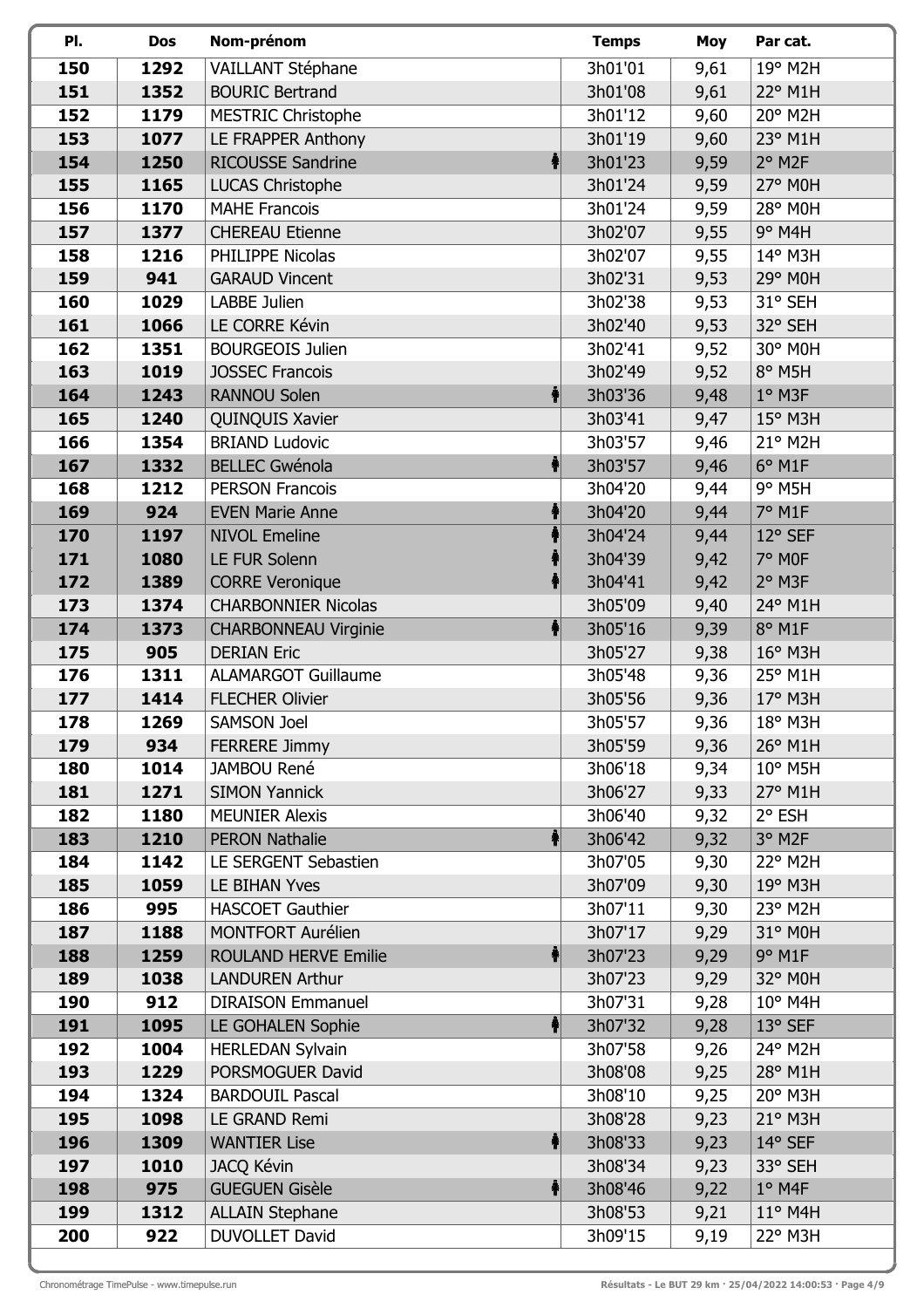| Pl. | Dos | Nom-prénom | Temps | Moy | Par cat. |
| --- | --- | --- | --- | --- | --- |
| 150 | 1292 | VAILLANT Stéphane | 3h01'01 | 9,61 | 19° M2H |
| 151 | 1352 | BOURIC Bertrand | 3h01'08 | 9,61 | 22° M1H |
| 152 | 1179 | MESTRIC Christophe | 3h01'12 | 9,60 | 20° M2H |
| 153 | 1077 | LE FRAPPER Anthony | 3h01'19 | 9,60 | 23° M1H |
| 154 | 1250 | RICOUSSE Sandrine | 3h01'23 | 9,59 | 2° M2F |
| 155 | 1165 | LUCAS Christophe | 3h01'24 | 9,59 | 27° M0H |
| 156 | 1170 | MAHE Francois | 3h01'24 | 9,59 | 28° M0H |
| 157 | 1377 | CHEREAU Etienne | 3h02'07 | 9,55 | 9° M4H |
| 158 | 1216 | PHILIPPE Nicolas | 3h02'07 | 9,55 | 14° M3H |
| 159 | 941 | GARAUD Vincent | 3h02'31 | 9,53 | 29° M0H |
| 160 | 1029 | LABBE Julien | 3h02'38 | 9,53 | 31° SEH |
| 161 | 1066 | LE CORRE Kévin | 3h02'40 | 9,53 | 32° SEH |
| 162 | 1351 | BOURGEOIS Julien | 3h02'41 | 9,52 | 30° M0H |
| 163 | 1019 | JOSSEC Francois | 3h02'49 | 9,52 | 8° M5H |
| 164 | 1243 | RANNOU Solen | 3h03'36 | 9,48 | 1° M3F |
| 165 | 1240 | QUINQUIS Xavier | 3h03'41 | 9,47 | 15° M3H |
| 166 | 1354 | BRIAND Ludovic | 3h03'57 | 9,46 | 21° M2H |
| 167 | 1332 | BELLEC Gwénola | 3h03'57 | 9,46 | 6° M1F |
| 168 | 1212 | PERSON Francois | 3h04'20 | 9,44 | 9° M5H |
| 169 | 924 | EVEN Marie Anne | 3h04'20 | 9,44 | 7° M1F |
| 170 | 1197 | NIVOL Emeline | 3h04'24 | 9,44 | 12° SEF |
| 171 | 1080 | LE FUR Solenn | 3h04'39 | 9,42 | 7° M0F |
| 172 | 1389 | CORRE Veronique | 3h04'41 | 9,42 | 2° M3F |
| 173 | 1374 | CHARBONNIER Nicolas | 3h05'09 | 9,40 | 24° M1H |
| 174 | 1373 | CHARBONNEAU Virginie | 3h05'16 | 9,39 | 8° M1F |
| 175 | 905 | DERIAN Eric | 3h05'27 | 9,38 | 16° M3H |
| 176 | 1311 | ALAMARGOT Guillaume | 3h05'48 | 9,36 | 25° M1H |
| 177 | 1414 | FLECHER Olivier | 3h05'56 | 9,36 | 17° M3H |
| 178 | 1269 | SAMSON Joel | 3h05'57 | 9,36 | 18° M3H |
| 179 | 934 | FERRERE Jimmy | 3h05'59 | 9,36 | 26° M1H |
| 180 | 1014 | JAMBOU René | 3h06'18 | 9,34 | 10° M5H |
| 181 | 1271 | SIMON Yannick | 3h06'27 | 9,33 | 27° M1H |
| 182 | 1180 | MEUNIER Alexis | 3h06'40 | 9,32 | 2° ESH |
| 183 | 1210 | PERON Nathalie | 3h06'42 | 9,32 | 3° M2F |
| 184 | 1142 | LE SERGENT Sebastien | 3h07'05 | 9,30 | 22° M2H |
| 185 | 1059 | LE BIHAN Yves | 3h07'09 | 9,30 | 19° M3H |
| 186 | 995 | HASCOET Gauthier | 3h07'11 | 9,30 | 23° M2H |
| 187 | 1188 | MONTFORT Aurélien | 3h07'17 | 9,29 | 31° M0H |
| 188 | 1259 | ROULAND HERVE Emilie | 3h07'23 | 9,29 | 9° M1F |
| 189 | 1038 | LANDUREN Arthur | 3h07'23 | 9,29 | 32° M0H |
| 190 | 912 | DIRAISON Emmanuel | 3h07'31 | 9,28 | 10° M4H |
| 191 | 1095 | LE GOHALEN Sophie | 3h07'32 | 9,28 | 13° SEF |
| 192 | 1004 | HERLEDAN Sylvain | 3h07'58 | 9,26 | 24° M2H |
| 193 | 1229 | PORSMOGUER David | 3h08'08 | 9,25 | 28° M1H |
| 194 | 1324 | BARDOUIL Pascal | 3h08'10 | 9,25 | 20° M3H |
| 195 | 1098 | LE GRAND Remi | 3h08'28 | 9,23 | 21° M3H |
| 196 | 1309 | WANTIER Lise | 3h08'33 | 9,23 | 14° SEF |
| 197 | 1010 | JACQ Kévin | 3h08'34 | 9,23 | 33° SEH |
| 198 | 975 | GUEGUEN Gisèle | 3h08'46 | 9,22 | 1° M4F |
| 199 | 1312 | ALLAIN Stephane | 3h08'53 | 9,21 | 11° M4H |
| 200 | 922 | DUVOLLET David | 3h09'15 | 9,19 | 22° M3H |

Chronométrage TimePulse - www.timepulse.run — Résultats - Le BUT 29 km · 25/04/2022 14:00:53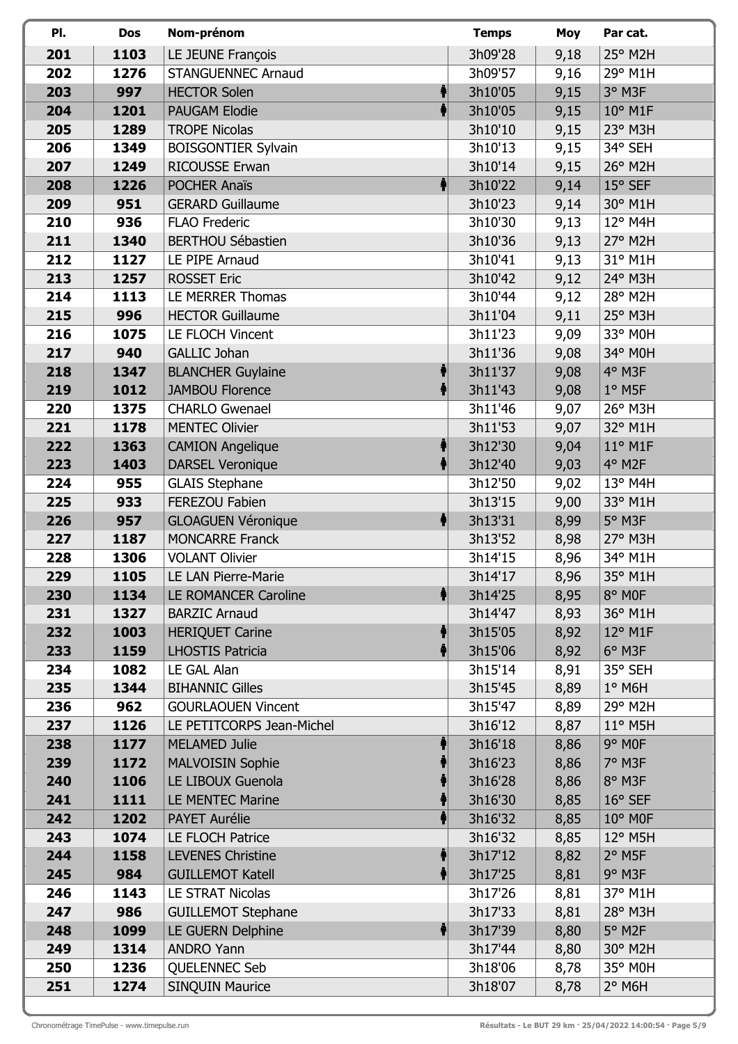| Pl. | Dos | Nom-prénom | Temps | Moy | Par cat. |
|---|---|---|---|---|---|
| 201 | 1103 | LE JEUNE François | 3h09'28 | 9,18 | 25° M2H |
| 202 | 1276 | STANGUENNEC Arnaud | 3h09'57 | 9,16 | 29° M1H |
| 203 | 997 | HECTOR Solen | 3h10'05 | 9,15 | 3° M3F |
| 204 | 1201 | PAUGAM Elodie | 3h10'05 | 9,15 | 10° M1F |
| 205 | 1289 | TROPE Nicolas | 3h10'10 | 9,15 | 23° M3H |
| 206 | 1349 | BOISGONTIER Sylvain | 3h10'13 | 9,15 | 34° SEH |
| 207 | 1249 | RICOUSSE Erwan | 3h10'14 | 9,15 | 26° M2H |
| 208 | 1226 | POCHER Anaïs | 3h10'22 | 9,14 | 15° SEF |
| 209 | 951 | GERARD Guillaume | 3h10'23 | 9,14 | 30° M1H |
| 210 | 936 | FLAO Frederic | 3h10'30 | 9,13 | 12° M4H |
| 211 | 1340 | BERTHOU Sébastien | 3h10'36 | 9,13 | 27° M2H |
| 212 | 1127 | LE PIPE Arnaud | 3h10'41 | 9,13 | 31° M1H |
| 213 | 1257 | ROSSET Eric | 3h10'42 | 9,12 | 24° M3H |
| 214 | 1113 | LE MERRER Thomas | 3h10'44 | 9,12 | 28° M2H |
| 215 | 996 | HECTOR Guillaume | 3h11'04 | 9,11 | 25° M3H |
| 216 | 1075 | LE FLOCH Vincent | 3h11'23 | 9,09 | 33° M0H |
| 217 | 940 | GALLIC Johan | 3h11'36 | 9,08 | 34° M0H |
| 218 | 1347 | BLANCHER Guylaine | 3h11'37 | 9,08 | 4° M3F |
| 219 | 1012 | JAMBOU Florence | 3h11'43 | 9,08 | 1° M5F |
| 220 | 1375 | CHARLO Gwenael | 3h11'46 | 9,07 | 26° M3H |
| 221 | 1178 | MENTEC Olivier | 3h11'53 | 9,07 | 32° M1H |
| 222 | 1363 | CAMION Angelique | 3h12'30 | 9,04 | 11° M1F |
| 223 | 1403 | DARSEL Veronique | 3h12'40 | 9,03 | 4° M2F |
| 224 | 955 | GLAIS Stephane | 3h12'50 | 9,02 | 13° M4H |
| 225 | 933 | FEREZOU Fabien | 3h13'15 | 9,00 | 33° M1H |
| 226 | 957 | GLOAGUEN Véronique | 3h13'31 | 8,99 | 5° M3F |
| 227 | 1187 | MONCARRE Franck | 3h13'52 | 8,98 | 27° M3H |
| 228 | 1306 | VOLANT Olivier | 3h14'15 | 8,96 | 34° M1H |
| 229 | 1105 | LE LAN Pierre-Marie | 3h14'17 | 8,96 | 35° M1H |
| 230 | 1134 | LE ROMANCER Caroline | 3h14'25 | 8,95 | 8° M0F |
| 231 | 1327 | BARZIC Arnaud | 3h14'47 | 8,93 | 36° M1H |
| 232 | 1003 | HERIQUET Carine | 3h15'05 | 8,92 | 12° M1F |
| 233 | 1159 | LHOSTIS Patricia | 3h15'06 | 8,92 | 6° M3F |
| 234 | 1082 | LE GAL Alan | 3h15'14 | 8,91 | 35° SEH |
| 235 | 1344 | BIHANNIC Gilles | 3h15'45 | 8,89 | 1° M6H |
| 236 | 962 | GOURLAOUEN Vincent | 3h15'47 | 8,89 | 29° M2H |
| 237 | 1126 | LE PETITCORPS Jean-Michel | 3h16'12 | 8,87 | 11° M5H |
| 238 | 1177 | MELAMED Julie | 3h16'18 | 8,86 | 9° M0F |
| 239 | 1172 | MALVOISIN Sophie | 3h16'23 | 8,86 | 7° M3F |
| 240 | 1106 | LE LIBOUX Guenola | 3h16'28 | 8,86 | 8° M3F |
| 241 | 1111 | LE MENTEC Marine | 3h16'30 | 8,85 | 16° SEF |
| 242 | 1202 | PAYET Aurélie | 3h16'32 | 8,85 | 10° M0F |
| 243 | 1074 | LE FLOCH Patrice | 3h16'32 | 8,85 | 12° M5H |
| 244 | 1158 | LEVENES Christine | 3h17'12 | 8,82 | 2° M5F |
| 245 | 984 | GUILLEMOT Katell | 3h17'25 | 8,81 | 9° M3F |
| 246 | 1143 | LE STRAT Nicolas | 3h17'26 | 8,81 | 37° M1H |
| 247 | 986 | GUILLEMOT Stephane | 3h17'33 | 8,81 | 28° M3H |
| 248 | 1099 | LE GUERN Delphine | 3h17'39 | 8,80 | 5° M2F |
| 249 | 1314 | ANDRO Yann | 3h17'44 | 8,80 | 30° M2H |
| 250 | 1236 | QUELENNEC Seb | 3h18'06 | 8,78 | 35° M0H |
| 251 | 1274 | SINQUIN Maurice | 3h18'07 | 8,78 | 2° M6H |

Chronométrage TimePulse - www.timepulse.run

Résultats - Le BUT 29 km · 25/04/2022 14:00:54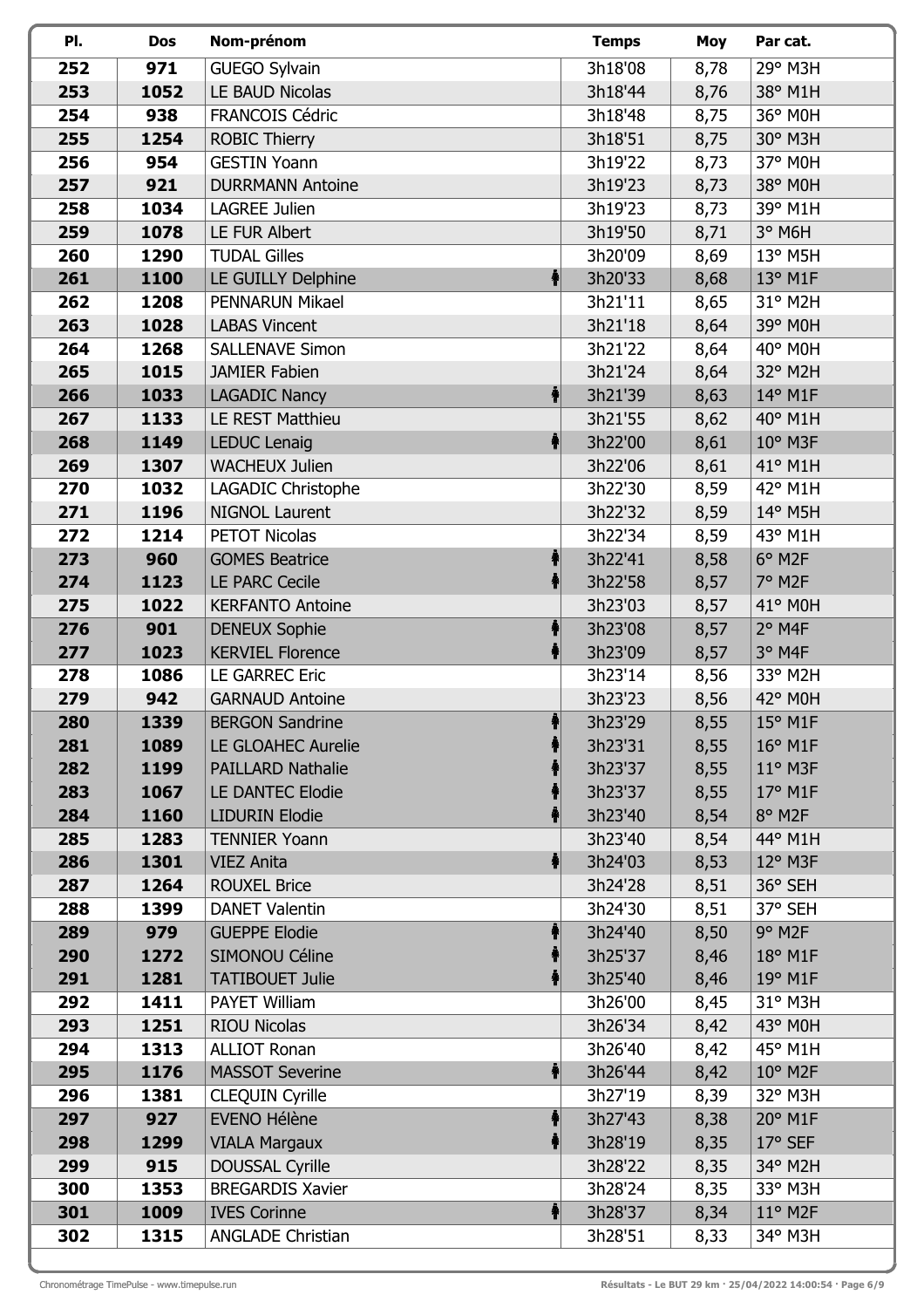| Pl. | Dos | Nom-prénom | Temps | Moy | Par cat. |
|---|---|---|---|---|---|
| 252 | 971 | GUEGO Sylvain | 3h18'08 | 8,78 | 29° M3H |
| 253 | 1052 | LE BAUD Nicolas | 3h18'44 | 8,76 | 38° M1H |
| 254 | 938 | FRANCOIS Cédric | 3h18'48 | 8,75 | 36° M0H |
| 255 | 1254 | ROBIC Thierry | 3h18'51 | 8,75 | 30° M3H |
| 256 | 954 | GESTIN Yoann | 3h19'22 | 8,73 | 37° M0H |
| 257 | 921 | DURRMANN Antoine | 3h19'23 | 8,73 | 38° M0H |
| 258 | 1034 | LAGREE Julien | 3h19'23 | 8,73 | 39° M1H |
| 259 | 1078 | LE FUR Albert | 3h19'50 | 8,71 | 3° M6H |
| 260 | 1290 | TUDAL Gilles | 3h20'09 | 8,69 | 13° M5H |
| 261 | 1100 | LE GUILLY Delphine | 3h20'33 | 8,68 | 13° M1F |
| 262 | 1208 | PENNARUN Mikael | 3h21'11 | 8,65 | 31° M2H |
| 263 | 1028 | LABAS Vincent | 3h21'18 | 8,64 | 39° M0H |
| 264 | 1268 | SALLENAVE Simon | 3h21'22 | 8,64 | 40° M0H |
| 265 | 1015 | JAMIER Fabien | 3h21'24 | 8,64 | 32° M2H |
| 266 | 1033 | LAGADIC Nancy | 3h21'39 | 8,63 | 14° M1F |
| 267 | 1133 | LE REST Matthieu | 3h21'55 | 8,62 | 40° M1H |
| 268 | 1149 | LEDUC Lenaig | 3h22'00 | 8,61 | 10° M3F |
| 269 | 1307 | WACHEUX Julien | 3h22'06 | 8,61 | 41° M1H |
| 270 | 1032 | LAGADIC Christophe | 3h22'30 | 8,59 | 42° M1H |
| 271 | 1196 | NIGNOL Laurent | 3h22'32 | 8,59 | 14° M5H |
| 272 | 1214 | PETOT Nicolas | 3h22'34 | 8,59 | 43° M1H |
| 273 | 960 | GOMES Beatrice | 3h22'41 | 8,58 | 6° M2F |
| 274 | 1123 | LE PARC Cecile | 3h22'58 | 8,57 | 7° M2F |
| 275 | 1022 | KERFANTO Antoine | 3h23'03 | 8,57 | 41° M0H |
| 276 | 901 | DENEUX Sophie | 3h23'08 | 8,57 | 2° M4F |
| 277 | 1023 | KERVIEL Florence | 3h23'09 | 8,57 | 3° M4F |
| 278 | 1086 | LE GARREC Eric | 3h23'14 | 8,56 | 33° M2H |
| 279 | 942 | GARNAUD Antoine | 3h23'23 | 8,56 | 42° M0H |
| 280 | 1339 | BERGON Sandrine | 3h23'29 | 8,55 | 15° M1F |
| 281 | 1089 | LE GLOAHEC Aurelie | 3h23'31 | 8,55 | 16° M1F |
| 282 | 1199 | PAILLARD Nathalie | 3h23'37 | 8,55 | 11° M3F |
| 283 | 1067 | LE DANTEC Elodie | 3h23'37 | 8,55 | 17° M1F |
| 284 | 1160 | LIDURIN Elodie | 3h23'40 | 8,54 | 8° M2F |
| 285 | 1283 | TENNIER Yoann | 3h23'40 | 8,54 | 44° M1H |
| 286 | 1301 | VIEZ Anita | 3h24'03 | 8,53 | 12° M3F |
| 287 | 1264 | ROUXEL Brice | 3h24'28 | 8,51 | 36° SEH |
| 288 | 1399 | DANET Valentin | 3h24'30 | 8,51 | 37° SEH |
| 289 | 979 | GUEPPE Elodie | 3h24'40 | 8,50 | 9° M2F |
| 290 | 1272 | SIMONOU Céline | 3h25'37 | 8,46 | 18° M1F |
| 291 | 1281 | TATIBOUET Julie | 3h25'40 | 8,46 | 19° M1F |
| 292 | 1411 | PAYET William | 3h26'00 | 8,45 | 31° M3H |
| 293 | 1251 | RIOU Nicolas | 3h26'34 | 8,42 | 43° M0H |
| 294 | 1313 | ALLIOT Ronan | 3h26'40 | 8,42 | 45° M1H |
| 295 | 1176 | MASSOT Severine | 3h26'44 | 8,42 | 10° M2F |
| 296 | 1381 | CLEQUIN Cyrille | 3h27'19 | 8,39 | 32° M3H |
| 297 | 927 | EVENO Hélène | 3h27'43 | 8,38 | 20° M1F |
| 298 | 1299 | VIALA Margaux | 3h28'19 | 8,35 | 17° SEF |
| 299 | 915 | DOUSSAL Cyrille | 3h28'22 | 8,35 | 34° M2H |
| 300 | 1353 | BREGARDIS Xavier | 3h28'24 | 8,35 | 33° M3H |
| 301 | 1009 | IVES Corinne | 3h28'37 | 8,34 | 11° M2F |
| 302 | 1315 | ANGLADE Christian | 3h28'51 | 8,33 | 34° M3H |

Chronométrage TimePulse - www.timepulse.run

Résultats - Le BUT 29 km · 25/04/2022 14:00:54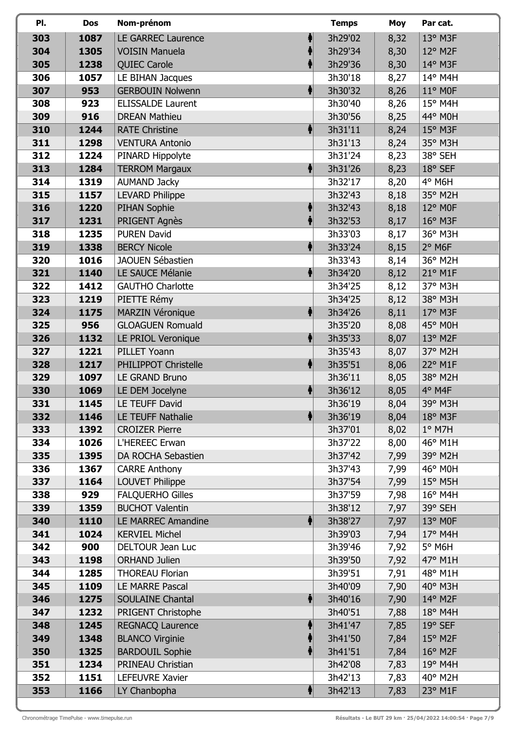| Pl. | Dos | Nom-prénom | Temps | Moy | Par cat. |
|---|---|---|---|---|---|
| 303 | 1087 | LE GARREC Laurence | 3h29'02 | 8,32 | 13° M3F |
| 304 | 1305 | VOISIN Manuela | 3h29'34 | 8,30 | 12° M2F |
| 305 | 1238 | QUIEC Carole | 3h29'36 | 8,30 | 14° M3F |
| 306 | 1057 | LE BIHAN Jacques | 3h30'18 | 8,27 | 14° M4H |
| 307 | 953 | GERBOUIN Nolwenn | 3h30'32 | 8,26 | 11° M0F |
| 308 | 923 | ELISSALDE Laurent | 3h30'40 | 8,26 | 15° M4H |
| 309 | 916 | DREAN Mathieu | 3h30'56 | 8,25 | 44° M0H |
| 310 | 1244 | RATE Christine | 3h31'11 | 8,24 | 15° M3F |
| 311 | 1298 | VENTURA Antonio | 3h31'13 | 8,24 | 35° M3H |
| 312 | 1224 | PINARD Hippolyte | 3h31'24 | 8,23 | 38° SEH |
| 313 | 1284 | TERROM Margaux | 3h31'26 | 8,23 | 18° SEF |
| 314 | 1319 | AUMAND Jacky | 3h32'17 | 8,20 | 4° M6H |
| 315 | 1157 | LEVARD Philippe | 3h32'43 | 8,18 | 35° M2H |
| 316 | 1220 | PIHAN Sophie | 3h32'43 | 8,18 | 12° M0F |
| 317 | 1231 | PRIGENT Agnès | 3h32'53 | 8,17 | 16° M3F |
| 318 | 1235 | PUREN David | 3h33'03 | 8,17 | 36° M3H |
| 319 | 1338 | BERCY Nicole | 3h33'24 | 8,15 | 2° M6F |
| 320 | 1016 | JAOUEN Sébastien | 3h33'43 | 8,14 | 36° M2H |
| 321 | 1140 | LE SAUCE Mélanie | 3h34'20 | 8,12 | 21° M1F |
| 322 | 1412 | GAUTHO Charlotte | 3h34'25 | 8,12 | 37° M3H |
| 323 | 1219 | PIETTE Rémy | 3h34'25 | 8,12 | 38° M3H |
| 324 | 1175 | MARZIN Véronique | 3h34'26 | 8,11 | 17° M3F |
| 325 | 956 | GLOAGUEN Romuald | 3h35'20 | 8,08 | 45° M0H |
| 326 | 1132 | LE PRIOL Veronique | 3h35'33 | 8,07 | 13° M2F |
| 327 | 1221 | PILLET Yoann | 3h35'43 | 8,07 | 37° M2H |
| 328 | 1217 | PHILIPPOT Christelle | 3h35'51 | 8,06 | 22° M1F |
| 329 | 1097 | LE GRAND Bruno | 3h36'11 | 8,05 | 38° M2H |
| 330 | 1069 | LE DEM Jocelyne | 3h36'12 | 8,05 | 4° M4F |
| 331 | 1145 | LE TEUFF David | 3h36'19 | 8,04 | 39° M3H |
| 332 | 1146 | LE TEUFF Nathalie | 3h36'19 | 8,04 | 18° M3F |
| 333 | 1392 | CROIZER Pierre | 3h37'01 | 8,02 | 1° M7H |
| 334 | 1026 | L'HEREEC Erwan | 3h37'22 | 8,00 | 46° M1H |
| 335 | 1395 | DA ROCHA Sebastien | 3h37'42 | 7,99 | 39° M2H |
| 336 | 1367 | CARRE Anthony | 3h37'43 | 7,99 | 46° M0H |
| 337 | 1164 | LOUVET Philippe | 3h37'54 | 7,99 | 15° M5H |
| 338 | 929 | FALQUERHO Gilles | 3h37'59 | 7,98 | 16° M4H |
| 339 | 1359 | BUCHOT Valentin | 3h38'12 | 7,97 | 39° SEH |
| 340 | 1110 | LE MARREC Amandine | 3h38'27 | 7,97 | 13° M0F |
| 341 | 1024 | KERVIEL Michel | 3h39'03 | 7,94 | 17° M4H |
| 342 | 900 | DELTOUR Jean Luc | 3h39'46 | 7,92 | 5° M6H |
| 343 | 1198 | ORHAND Julien | 3h39'50 | 7,92 | 47° M1H |
| 344 | 1285 | THOREAU Florian | 3h39'51 | 7,91 | 48° M1H |
| 345 | 1109 | LE MARRE Pascal | 3h40'09 | 7,90 | 40° M3H |
| 346 | 1275 | SOULAINE Chantal | 3h40'16 | 7,90 | 14° M2F |
| 347 | 1232 | PRIGENT Christophe | 3h40'51 | 7,88 | 18° M4H |
| 348 | 1245 | REGNACQ Laurence | 3h41'47 | 7,85 | 19° SEF |
| 349 | 1348 | BLANCO Virginie | 3h41'50 | 7,84 | 15° M2F |
| 350 | 1325 | BARDOUIL Sophie | 3h41'51 | 7,84 | 16° M2F |
| 351 | 1234 | PRINEAU Christian | 3h42'08 | 7,83 | 19° M4H |
| 352 | 1151 | LEFEUVRE Xavier | 3h42'13 | 7,83 | 40° M2H |
| 353 | 1166 | LY Chanbopha | 3h42'13 | 7,83 | 23° M1F |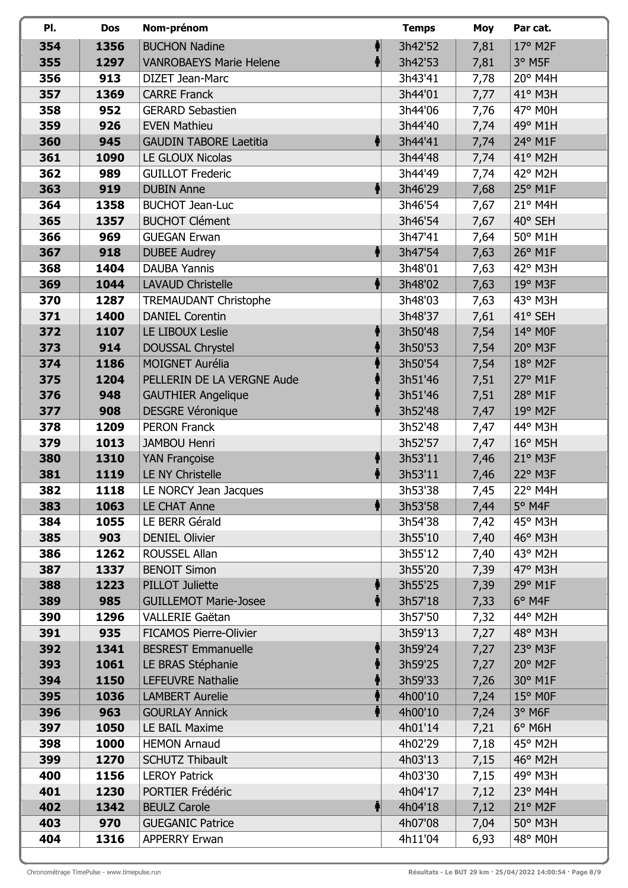| Pl. | Dos | Nom-prénom | Temps | Moy | Par cat. |
|---|---|---|---|---|---|
| 354 | 1356 | BUCHON Nadine | 3h42'52 | 7,81 | 17° M2F |
| 355 | 1297 | VANROBAEYS Marie Helene | 3h42'53 | 7,81 | 3° M5F |
| 356 | 913 | DIZET Jean-Marc | 3h43'41 | 7,78 | 20° M4H |
| 357 | 1369 | CARRE Franck | 3h44'01 | 7,77 | 41° M3H |
| 358 | 952 | GERARD Sebastien | 3h44'06 | 7,76 | 47° M0H |
| 359 | 926 | EVEN Mathieu | 3h44'40 | 7,74 | 49° M1H |
| 360 | 945 | GAUDIN TABORE Laetitia | 3h44'41 | 7,74 | 24° M1F |
| 361 | 1090 | LE GLOUX Nicolas | 3h44'48 | 7,74 | 41° M2H |
| 362 | 989 | GUILLOT Frederic | 3h44'49 | 7,74 | 42° M2H |
| 363 | 919 | DUBIN Anne | 3h46'29 | 7,68 | 25° M1F |
| 364 | 1358 | BUCHOT Jean-Luc | 3h46'54 | 7,67 | 21° M4H |
| 365 | 1357 | BUCHOT Clément | 3h46'54 | 7,67 | 40° SEH |
| 366 | 969 | GUEGAN Erwan | 3h47'41 | 7,64 | 50° M1H |
| 367 | 918 | DUBEE Audrey | 3h47'54 | 7,63 | 26° M1F |
| 368 | 1404 | DAUBA Yannis | 3h48'01 | 7,63 | 42° M3H |
| 369 | 1044 | LAVAUD Christelle | 3h48'02 | 7,63 | 19° M3F |
| 370 | 1287 | TREMAUDANT Christophe | 3h48'03 | 7,63 | 43° M3H |
| 371 | 1400 | DANIEL Corentin | 3h48'37 | 7,61 | 41° SEH |
| 372 | 1107 | LE LIBOUX Leslie | 3h50'48 | 7,54 | 14° M0F |
| 373 | 914 | DOUSSAL Chrystel | 3h50'53 | 7,54 | 20° M3F |
| 374 | 1186 | MOIGNET Aurélia | 3h50'54 | 7,54 | 18° M2F |
| 375 | 1204 | PELLERIN DE LA VERGNE Aude | 3h51'46 | 7,51 | 27° M1F |
| 376 | 948 | GAUTHIER Angelique | 3h51'46 | 7,51 | 28° M1F |
| 377 | 908 | DESGRE Véronique | 3h52'48 | 7,47 | 19° M2F |
| 378 | 1209 | PERON Franck | 3h52'48 | 7,47 | 44° M3H |
| 379 | 1013 | JAMBOU Henri | 3h52'57 | 7,47 | 16° M5H |
| 380 | 1310 | YAN Françoise | 3h53'11 | 7,46 | 21° M3F |
| 381 | 1119 | LE NY Christelle | 3h53'11 | 7,46 | 22° M3F |
| 382 | 1118 | LE NORCY Jean Jacques | 3h53'38 | 7,45 | 22° M4H |
| 383 | 1063 | LE CHAT Anne | 3h53'58 | 7,44 | 5° M4F |
| 384 | 1055 | LE BERR Gérald | 3h54'38 | 7,42 | 45° M3H |
| 385 | 903 | DENIEL Olivier | 3h55'10 | 7,40 | 46° M3H |
| 386 | 1262 | ROUSSEL Allan | 3h55'12 | 7,40 | 43° M2H |
| 387 | 1337 | BENOIT Simon | 3h55'20 | 7,39 | 47° M3H |
| 388 | 1223 | PILLOT Juliette | 3h55'25 | 7,39 | 29° M1F |
| 389 | 985 | GUILLEMOT Marie-Josee | 3h57'18 | 7,33 | 6° M4F |
| 390 | 1296 | VALLERIE Gaëtan | 3h57'50 | 7,32 | 44° M2H |
| 391 | 935 | FICAMOS Pierre-Olivier | 3h59'13 | 7,27 | 48° M3H |
| 392 | 1341 | BESREST Emmanuelle | 3h59'24 | 7,27 | 23° M3F |
| 393 | 1061 | LE BRAS Stéphanie | 3h59'25 | 7,27 | 20° M2F |
| 394 | 1150 | LEFEUVRE Nathalie | 3h59'33 | 7,26 | 30° M1F |
| 395 | 1036 | LAMBERT Aurelie | 4h00'10 | 7,24 | 15° M0F |
| 396 | 963 | GOURLAY Annick | 4h00'10 | 7,24 | 3° M6F |
| 397 | 1050 | LE BAIL Maxime | 4h01'14 | 7,21 | 6° M6H |
| 398 | 1000 | HEMON Arnaud | 4h02'29 | 7,18 | 45° M2H |
| 399 | 1270 | SCHUTZ Thibault | 4h03'13 | 7,15 | 46° M2H |
| 400 | 1156 | LEROY Patrick | 4h03'30 | 7,15 | 49° M3H |
| 401 | 1230 | PORTIER Frédéric | 4h04'17 | 7,12 | 23° M4H |
| 402 | 1342 | BEULZ Carole | 4h04'18 | 7,12 | 21° M2F |
| 403 | 970 | GUEGANIC Patrice | 4h07'08 | 7,04 | 50° M3H |
| 404 | 1316 | APPERRY Erwan | 4h11'04 | 6,93 | 48° M0H |

Chronométrage TimePulse - www.timepulse.run

Résultats - Le BUT 29 km · 25/04/2022 14:00:54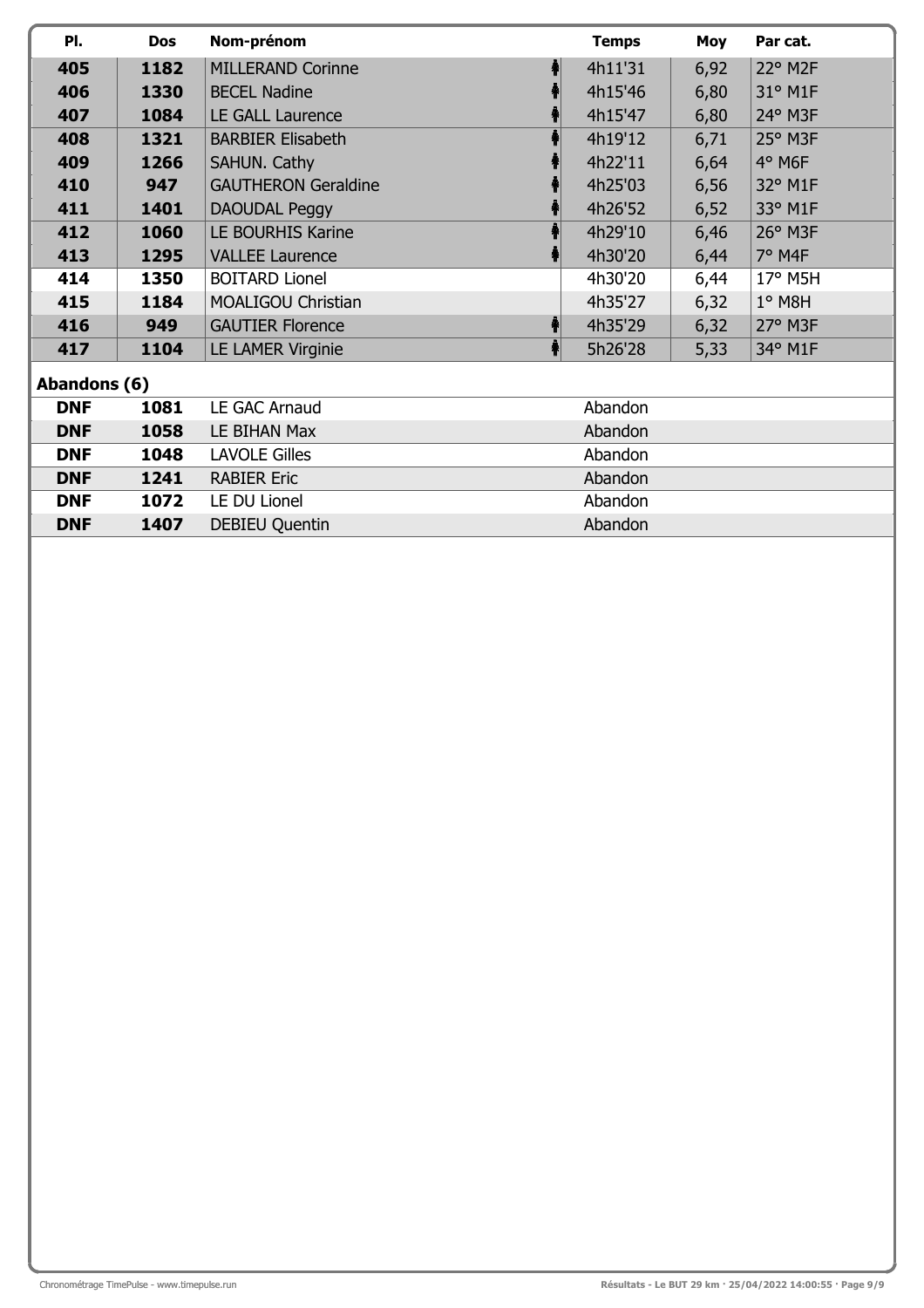| Pl. | Dos | Nom-prénom | Temps | Moy | Par cat. |
|---|---|---|---|---|---|
| 405 | 1182 | MILLERAND Corinne | 4h11'31 | 6,92 | 22° M2F |
| 406 | 1330 | BECEL Nadine | 4h15'46 | 6,80 | 31° M1F |
| 407 | 1084 | LE GALL Laurence | 4h15'47 | 6,80 | 24° M3F |
| 408 | 1321 | BARBIER Elisabeth | 4h19'12 | 6,71 | 25° M3F |
| 409 | 1266 | SAHUN. Cathy | 4h22'11 | 6,64 | 4° M6F |
| 410 | 947 | GAUTHERON Geraldine | 4h25'03 | 6,56 | 32° M1F |
| 411 | 1401 | DAOUDAL Peggy | 4h26'52 | 6,52 | 33° M1F |
| 412 | 1060 | LE BOURHIS Karine | 4h29'10 | 6,46 | 26° M3F |
| 413 | 1295 | VALLEE Laurence | 4h30'20 | 6,44 | 7° M4F |
| 414 | 1350 | BOITARD Lionel | 4h30'20 | 6,44 | 17° M5H |
| 415 | 1184 | MOALIGOU Christian | 4h35'27 | 6,32 | 1° M8H |
| 416 | 949 | GAUTIER Florence | 4h35'29 | 6,32 | 27° M3F |
| 417 | 1104 | LE LAMER Virginie | 5h26'28 | 5,33 | 34° M1F |

**Abandons (6)**

| | | | |
|---|---|---|---|
| DNF | 1081 | LE GAC Arnaud | Abandon |
| DNF | 1058 | LE BIHAN Max | Abandon |
| DNF | 1048 | LAVOLE Gilles | Abandon |
| DNF | 1241 | RABIER Eric | Abandon |
| DNF | 1072 | LE DU Lionel | Abandon |
| DNF | 1407 | DEBIEU Quentin | Abandon |

Chronométrage TimePulse - www.timepulse.run

Résultats - Le BUT 29 km · 25/04/2022 14:00:55